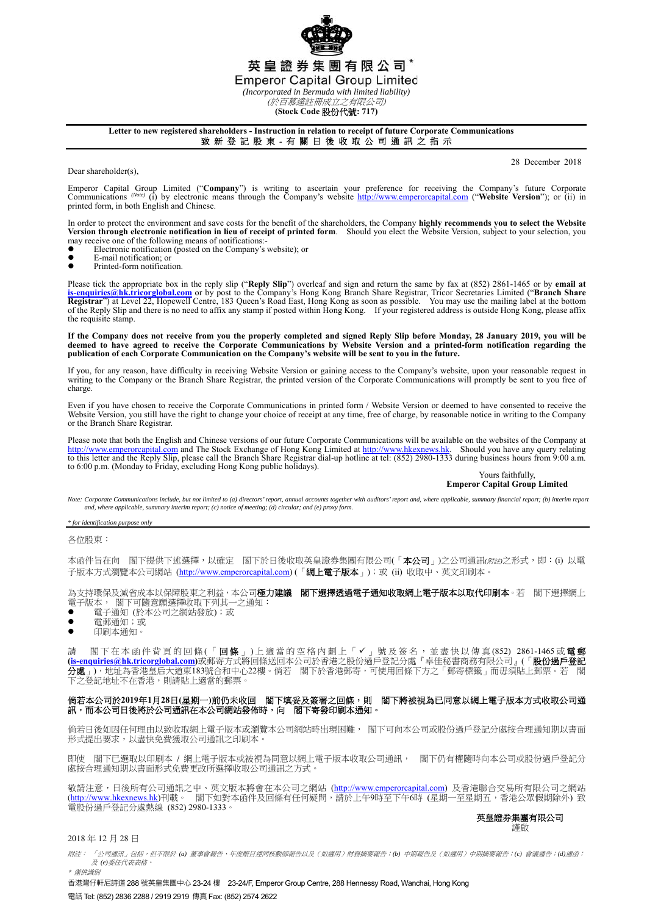# 英皇證券集團有限公司*

# Emperor Capital Group Limited

*(Incorporated in Bermuda with limited liability)*

*(於百慕達註冊成立之有限公司)*

**(Stock Code 股份代號: 717)**

**Letter to new registered shareholders - Instruction in relation to receipt of future Corporate Communications**

**致新登記股東 - 有關日後收取公司通訊之指示**

28 December 2018

Dear shareholder(s),

Emperor Capital Group Limited ("**Company**") is writing to ascertain your preference for receiving the Company's future Corporate Communications *(Note)* (i) by electronic means through the Company's website http://www.emperorcapital.com ("**Website Version**"); or (ii) in printed form, in both English and Chinese.

In order to protect the environment and save costs for the benefit of the shareholders, the Company **highly recommends you to select the Website Version through electronic notification in lieu of receipt of printed form**. Should you elect the Website Version, subject to your selection, you may receive one of the following means of notifications:-

- Electronic notification (posted on the Company's website); or
- E-mail notification; or
- Printed-form notification.

Please tick the appropriate box in the reply slip ("**Reply Slip**") overleaf and sign and return the same by fax at (852) 2861-1465 or by **email at is-enquiries@hk.tricorglobal.com** or by post to the Company's Hong Kong Branch Share Registrar, Tricor Secretaries Limited ("**Branch Share Registrar**") at Level 22, Hopewell Centre, 183 Queen's Road East, Hong Kong as soon as possible. You may use the mailing label at the bottom of the Reply Slip and there is no need to affix any stamp if posted within Hong Kong. If your registered address is outside Hong Kong, please affix the requisite stamp.

**If the Company does not receive from you the properly completed and signed Reply Slip before Monday, 28 January 2019, you will be deemed to have agreed to receive the Corporate Communications by Website Version and a printed-form notification regarding the publication of each Corporate Communication on the Company's website will be sent to you in the future.**

If you, for any reason, have difficulty in receiving Website Version or gaining access to the Company's website, upon your reasonable request in writing to the Company or the Branch Share Registrar, the printed version of the Corporate Communications will promptly be sent to you free of charge.

Even if you have chosen to receive the Corporate Communications in printed form / Website Version or deemed to have consented to receive the Website Version, you still have the right to change your choice of receipt at any time, free of charge, by reasonable notice in writing to the Company or the Branch Share Registrar.

Please note that both the English and Chinese versions of our future Corporate Communications will be available on the websites of the Company at http://www.emperorcapital.com and The Stock Exchange of Hong Kong Limited at http://www.hkexnews.hk. Should you have any query relating to this letter and the Reply Slip, please call the Branch Share Registrar dial-up hotline at tel: (852) 2980-1333 during business hours from 9:00 a.m. to 6:00 p.m. (Monday to Friday, excluding Hong Kong public holidays).

Yours faithfully,
**Emperor Capital Group Limited**

*Note: Corporate Communications include, but not limited to (a) directors' report, annual accounts together with auditors' report and, where applicable, summary financial report; (b) interim report and, where applicable, summary interim report; (c) notice of meeting; (d) circular; and (e) proxy form.*

*\* for identification purpose only*

---

各位股東：

本函件旨在向　閣下提供下述選擇，以確定　閣下於日後收取英皇證券集團有限公司(「**本公司**」)之公司通訊*(附註)*之形式，即：(i) 以電子版本方式瀏覽本公司網站 (http://www.emperorcapital.com) (「**網上電子版本**」)；或 (ii) 收取中、英文印刷本。

為支持環保及減省成本以保障股東之利益，本公司**極力建議　閣下選擇透過電子通知收取網上電子版本以取代印刷本**。若　閣下選擇網上電子版本，　閣下可隨意願選擇收取下列其一之通知：

- 電子通知 (於本公司之網站發放)；或
- 電郵通知；或
- 印刷本通知。

請　閣下在本函件背頁的回條(「**回條**」)上適當的空格內劃上「✓」號及簽名，並盡快以傳真(852) 2861-1465或**電郵(is-enquiries@hk.tricorglobal.com)**或郵寄方式將回條送回本公司於香港之股份過戶登記分處『卓佳秘書商務有限公司』(「**股份過戶登記分處**」)，地址為香港皇后大道東183號合和中心22樓。倘若　閣下於香港郵寄，可使用回條下方之「郵寄標籤」而毋須貼上郵票。若　閣下之登記地址不在香港，則請貼上適當的郵票。

**倘若本公司於2019年1月28日(星期一)前仍未收回　閣下填妥及簽署之回條，則　閣下將被視為已同意以網上電子版本方式收取公司通訊，而本公司日後將於公司通訊在本公司網站發佈時，向　閣下寄發印刷本通知。**

倘若日後如因任何理由以致收取網上電子版本或瀏覽本公司網站時出現困難，　閣下可向本公司或股份過戶登記分處按合理通知期以書面形式提出要求，以盡快免費獲取公司通訊之印刷本。

即使　閣下已選取以印刷本 / 網上電子版本或被視為同意以網上電子版本收取公司通訊，　閣下仍有權隨時向本公司或股份過戶登記分處按合理通知期以書面形式免費更改所選擇收取公司通訊之方式。

敬請注意，日後所有公司通訊之中、英文版本將會在本公司之網站 (http://www.emperorcapital.com) 及香港聯合交易所有限公司之網站 (http://www.hkexnews.hk)刊載。　閣下如對本函件及回條有任何疑問，請於上午9時至下午6時 (星期一至星期五，香港公眾假期除外) 致電股份過戶登記分處熱線 (852) 2980-1333。

**英皇證券集團有限公司**
謹啟

2018 年 12 月 28 日

*附註：「公司通訊」包括，但不限於 (a) 董事會報告、年度賬目連同核數師報告以及（如適用）財務摘要報告；(b) 中期報告及（如適用）中期摘要報告；(c) 會議通告；(d)通函；及 (e)委任代表表格。*

*\* 僅供識別*

香港灣仔軒尼詩道 288 號英皇集團中心 23-24 樓 23-24/F, Emperor Group Centre, 288 Hennessy Road, Wanchai, Hong Kong

電話 Tel: (852) 2836 2288 / 2919 2919 傳真 Fax: (852) 2574 2622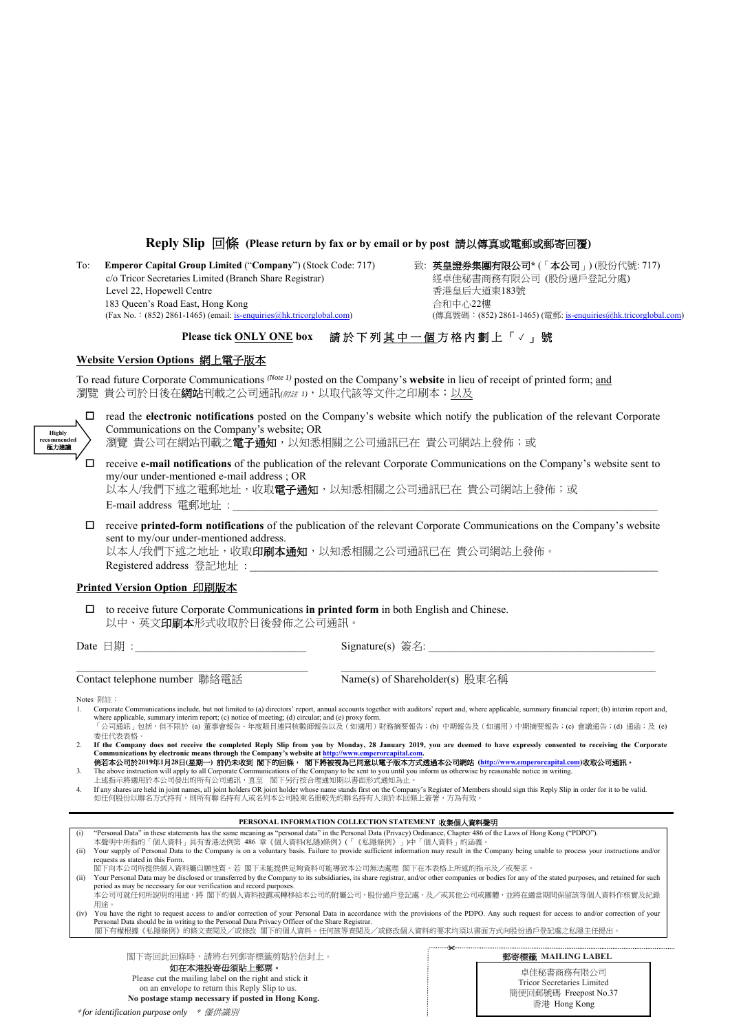# Reply Slip 回條 (Please return by fax or by email or by post 請以傳真或電郵或郵寄回覆)

To: **Emperor Capital Group Limited** ("**Company**") (Stock Code: 717)
c/o Tricor Secretaries Limited (Branch Share Registrar)
Level 22, Hopewell Centre
183 Queen's Road East, Hong Kong
(Fax No.：(852) 2861-1465) (email: is-enquiries@hk.tricorglobal.com)

致: **英皇證券集團有限公司*** (「**本公司**」) (股份代號: 717)
經卓佳秘書商務有限公司 (股份過戶登記分處)
香港皇后大道東183號
合和中心22樓
(傳真號碼：(852) 2861-1465) (電郵: is-enquiries@hk.tricorglobal.com)

**Please tick ONLY ONE box 請於下列其中一個方格內劃上「✓」號**

## Website Version Options 網上電子版本

To read future Corporate Communications (Note 1) posted on the Company's **website** in lieu of receipt of printed form; and
瀏覽 貴公司於日後在**網站**刊載之公司通訊(附註 1)，以取代該等文件之印刷本；以及

Highly recommended 極力建議

☐ read the **electronic notifications** posted on the Company's website which notify the publication of the relevant Corporate Communications on the Company's website; OR
瀏覽 貴公司在網站刊載之**電子通知**，以知悉相關之公司通訊已在 貴公司網站上發佈；或

☐ receive **e-mail notifications** of the publication of the relevant Corporate Communications on the Company's website sent to my/our under-mentioned e-mail address ; OR
以本人/我們下述之電郵地址，收取**電子通知**，以知悉相關之公司通訊已在 貴公司網站上發佈；或
E-mail address 電郵地址 ：\_\_\_\_\_\_\_\_\_\_\_\_\_\_\_\_\_\_\_\_

☐ receive **printed-form notifications** of the publication of the relevant Corporate Communications on the Company's website sent to my/our under-mentioned address.
以本人/我們下述之地址，收取**印刷本通知**，以知悉相關之公司通訊已在 貴公司網站上發佈。
Registered address 登記地址 ：\_\_\_\_\_\_\_\_\_\_\_\_\_\_\_\_\_\_\_\_

## Printed Version Option 印刷版本

☐ to receive future Corporate Communications **in printed form** in both English and Chinese.
以中、英文**印刷本**形式收取於日後發佈之公司通訊。

Date 日期 ：\_\_\_\_\_\_\_\_\_\_\_\_\_\_\_\_\_\_\_\_ Signature(s) 簽名: \_\_\_\_\_\_\_\_\_\_\_\_\_\_\_\_\_\_\_\_

Contact telephone number 聯絡電話 Name(s) of Shareholder(s) 股東名稱

Notes 附註：

1. Corporate Communications include, but not limited to (a) directors' report, annual accounts together with auditors' report and, where applicable, summary financial report; (b) interim report and, where applicable, summary interim report; (c) notice of meeting; (d) circular; and (e) proxy form.
「公司通訊」包括，但不限於 (a) 董事會報告、年度賬目連同核數師報告以及（如適用）財務摘要報告；(b) 中期報告及（如適用）中期摘要報告；(c) 會議通告；(d) 通函；及 (e) 委任代表表格。
2. **If the Company does not receive the completed Reply Slip from you by Monday, 28 January 2019, you are deemed to have expressly consented to receiving the Corporate Communications by electronic means through the Company's website at http://www.emperorcapital.com.**
**倘若本公司於2019年1月28日(星期一) 前仍未收到 閣下的回條， 閣下將被視為已同意以電子版本方式透過本公司網站 (http://www.emperorcapital.com)收取公司通訊。**
3. The above instruction will apply to all Corporate Communications of the Company to be sent to you until you inform us otherwise by reasonable notice in writing.
上述指示將適用於本公司發出的所有公司通訊，直至 閣下另行按合理通知期以書面形式通知為止。
4. If any shares are held in joint names, all joint holders OR joint holder whose name stands first on the Company's Register of Members should sign this Reply Slip in order for it to be valid.
如任何股份以聯名方式持有，則所有聯名持有人或名列本公司股東名冊較先的聯名持有人須於本回條上簽署，方為有效。

**PERSONAL INFORMATION COLLECTION STATEMENT 收集個人資料聲明**

(i) "Personal Data" in these statements has the same meaning as "personal data" in the Personal Data (Privacy) Ordinance, Chapter 486 of the Laws of Hong Kong ("PDPO").
本聲明中所指的「個人資料」具有香港法例第 486 章《個人資料(私隱)條例》(「《私隱條例》」)中「個人資料」的涵義。

(ii) Your supply of Personal Data to the Company is on a voluntary basis. Failure to provide sufficient information may result in the Company being unable to process your instructions and/or requests as stated in this Form.
閣下向本公司所提供個人資料屬自願性質。若 閣下未能提供足夠資料可能導致本公司無法處理 閣下在本表格上所述的指示及／或要求。

(ii) Your Personal Data may be disclosed or transferred by the Company to its subsidiaries, its share registrar, and/or other companies or bodies for any of the stated purposes, and retained for such period as may be necessary for our verification and record purposes.
本公司可就任何所說明的用途，將 閣下的個人資料披露或轉移給本公司的附屬公司、股份過戶登記處、及／或其他公司或團體，並將在適當期間保留該等個人資料作核實及紀錄用途。

(iv) You have the right to request access to and/or correction of your Personal Data in accordance with the provisions of the PDPO. Any such request for access to and/or correction of your Personal Data should be in writing to the Personal Data Privacy Officer of the Share Registrar.
閣下有權根據《私隱條例》的條文查閱及／或修改 閣下的個人資料。任何該等查閱及／或修改個人資料的要求均須以書面方式向股份過戶登記處之私隱主任提出。

閣下寄回此回條時，請將右列郵寄標籤剪貼於信封上。
**如在本港投寄毋須貼上郵票。**
Please cut the mailing label on the right and stick it on an envelope to return this Reply Slip to us.
**No postage stamp necessary if posted in Hong Kong.**

**郵寄標籤 MAILING LABEL**

卓佳秘書商務有限公司
Tricor Secretaries Limited
簡便回郵號碼 Freepost No.37
香港 Hong Kong

*\* for identification purpose only \* 僅供識別*